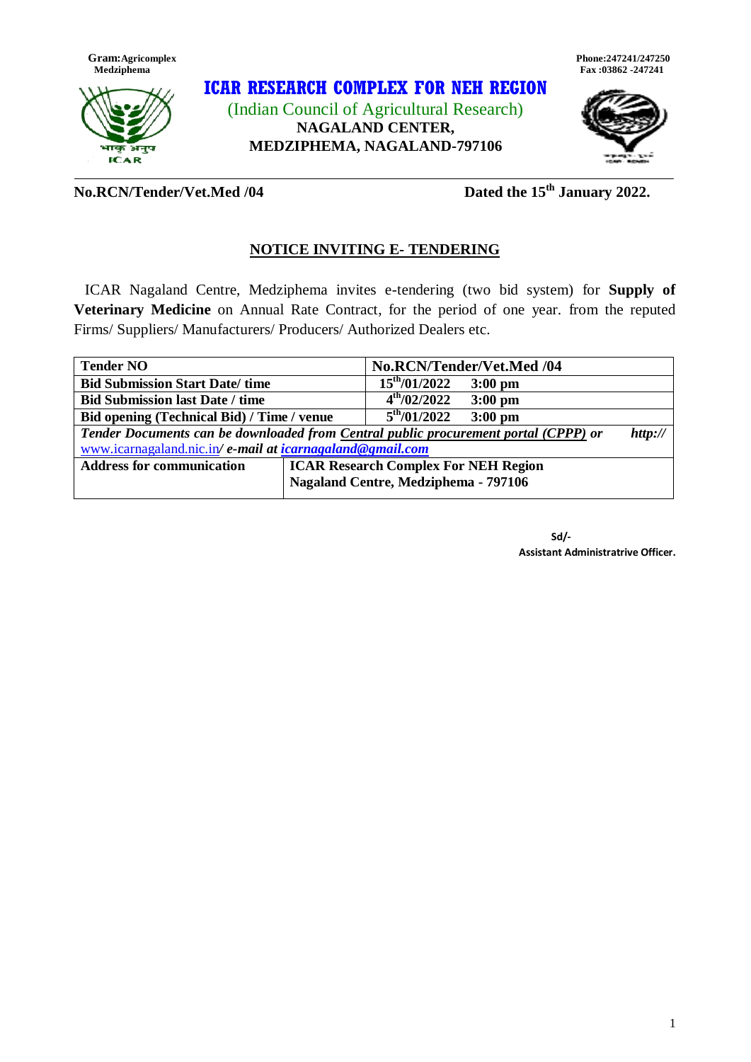**Gram:Agricomplex Medziphema**

**Phone:247241/247250**
**Fax :03862 -247241**

# ICAR RESEARCH COMPLEX FOR NEH REGION

(Indian Council of Agricultural Research)

**NAGALAND CENTER,**
**MEDZIPHEMA, NAGALAND-797106**

**No.RCN/Tender/Vet.Med /04** **Dated the 15th January 2022.**

## NOTICE INVITING E- TENDERING

ICAR Nagaland Centre, Medziphema invites e-tendering (two bid system) for **Supply of Veterinary Medicine** on Annual Rate Contract, for the period of one year. from the reputed Firms/ Suppliers/ Manufacturers/ Producers/ Authorized Dealers etc.

| **Tender NO** | **No.RCN/Tender/Vet.Med /04** |
|---|---|
| **Bid Submission Start Date/ time** | **15th/01/2022 3:00 pm** |
| **Bid Submission last Date / time** | **4th/02/2022 3:00 pm** |
| **Bid opening (Technical Bid) / Time / venue** | **5th/01/2022 3:00 pm** |
| ***Tender Documents can be downloaded from Central public procurement portal (CPPP) or http:// www.icarnagaland.nic.in/ e-mail at icarnagaland@gmail.com*** | |
| **Address for communication** | **ICAR Research Complex For NEH Region Nagaland Centre, Medziphema - 797106** |

**Sd/-**
**Assistant Administratrive Officer.**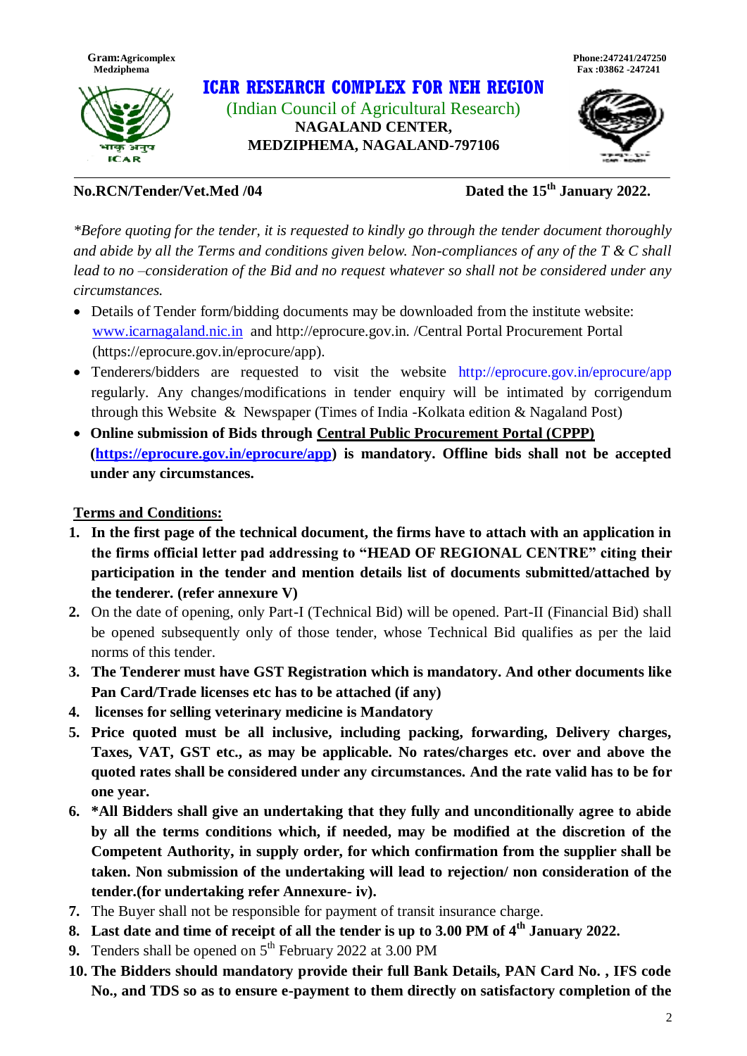Gram:Agricomplex
Medziphema

Phone:247241/247250
Fax :03862 -247241

# ICAR RESEARCH COMPLEX FOR NEH REGION

(Indian Council of Agricultural Research)

**NAGALAND CENTER,**
**MEDZIPHEMA, NAGALAND-797106**

---

**No.RCN/Tender/Vet.Med /04** **Dated the 15th January 2022.**

*\*Before quoting for the tender, it is requested to kindly go through the tender document thoroughly and abide by all the Terms and conditions given below. Non-compliances of any of the T & C shall lead to no –consideration of the Bid and no request whatever so shall not be considered under any circumstances.*

- Details of Tender form/bidding documents may be downloaded from the institute website: www.icarnagaland.nic.in and http://eprocure.gov.in. /Central Portal Procurement Portal (https://eprocure.gov.in/eprocure/app).
- Tenderers/bidders are requested to visit the website http://eprocure.gov.in/eprocure/app regularly. Any changes/modifications in tender enquiry will be intimated by corrigendum through this Website & Newspaper (Times of India -Kolkata edition & Nagaland Post)
- **Online submission of Bids through Central Public Procurement Portal (CPPP) (https://eprocure.gov.in/eprocure/app) is mandatory. Offline bids shall not be accepted under any circumstances.**

**Terms and Conditions:**

1. **In the first page of the technical document, the firms have to attach with an application in the firms official letter pad addressing to "HEAD OF REGIONAL CENTRE" citing their participation in the tender and mention details list of documents submitted/attached by the tenderer. (refer annexure V)**
2. On the date of opening, only Part-I (Technical Bid) will be opened. Part-II (Financial Bid) shall be opened subsequently only of those tender, whose Technical Bid qualifies as per the laid norms of this tender.
3. **The Tenderer must have GST Registration which is mandatory. And other documents like Pan Card/Trade licenses etc has to be attached (if any)**
4. **licenses for selling veterinary medicine is Mandatory**
5. **Price quoted must be all inclusive, including packing, forwarding, Delivery charges, Taxes, VAT, GST etc., as may be applicable. No rates/charges etc. over and above the quoted rates shall be considered under any circumstances. And the rate valid has to be for one year.**
6. **\*All Bidders shall give an undertaking that they fully and unconditionally agree to abide by all the terms conditions which, if needed, may be modified at the discretion of the Competent Authority, in supply order, for which confirmation from the supplier shall be taken. Non submission of the undertaking will lead to rejection/ non consideration of the tender.(for undertaking refer Annexure- iv).**
7. The Buyer shall not be responsible for payment of transit insurance charge.
8. **Last date and time of receipt of all the tender is up to 3.00 PM of 4th January 2022.**
9. Tenders shall be opened on 5th February 2022 at 3.00 PM
10. **The Bidders should mandatory provide their full Bank Details, PAN Card No. , IFS code No., and TDS so as to ensure e-payment to them directly on satisfactory completion of the**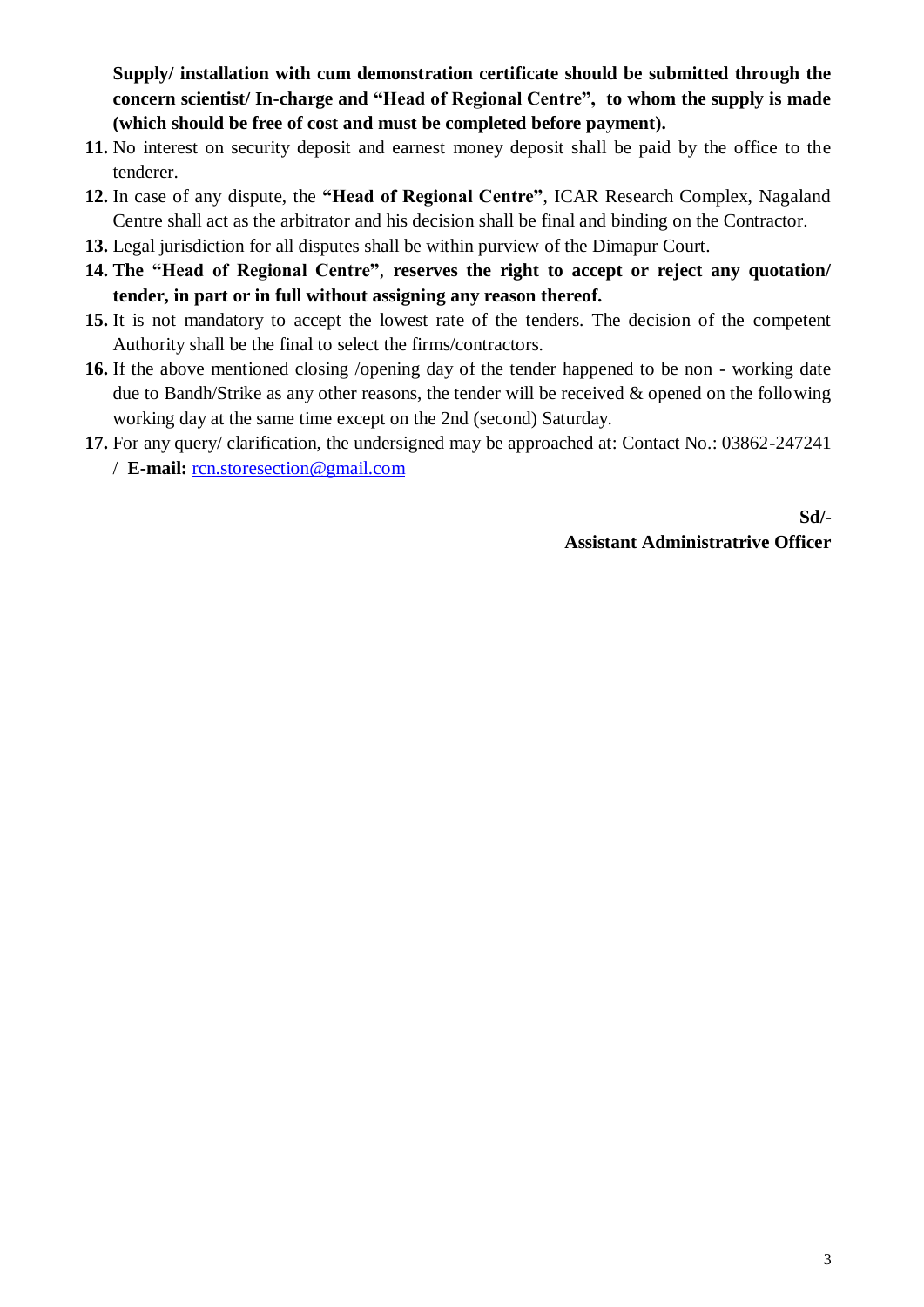**Supply/ installation with cum demonstration certificate should be submitted through the concern scientist/ In-charge and "Head of Regional Centre", to whom the supply is made (which should be free of cost and must be completed before payment).**

11. No interest on security deposit and earnest money deposit shall be paid by the office to the tenderer.
12. In case of any dispute, the **"Head of Regional Centre"**, ICAR Research Complex, Nagaland Centre shall act as the arbitrator and his decision shall be final and binding on the Contractor.
13. Legal jurisdiction for all disputes shall be within purview of the Dimapur Court.
14. **The "Head of Regional Centre", reserves the right to accept or reject any quotation/ tender, in part or in full without assigning any reason thereof.**
15. It is not mandatory to accept the lowest rate of the tenders. The decision of the competent Authority shall be the final to select the firms/contractors.
16. If the above mentioned closing /opening day of the tender happened to be non - working date due to Bandh/Strike as any other reasons, the tender will be received & opened on the following working day at the same time except on the 2nd (second) Saturday.
17. For any query/ clarification, the undersigned may be approached at: Contact No.: 03862-247241 / **E-mail:** rcn.storesection@gmail.com

**Sd/-**
**Assistant Administratrive Officer**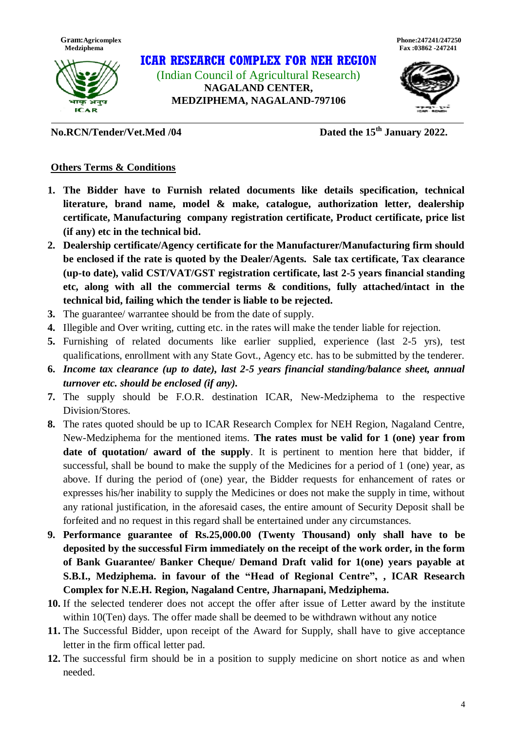Gram:Agricomplex Medziphema

Phone:247241/247250
Fax :03862 -247241

# ICAR RESEARCH COMPLEX FOR NEH REGION

(Indian Council of Agricultural Research)
**NAGALAND CENTER,**
**MEDZIPHEMA, NAGALAND-797106**

**No.RCN/Tender/Vet.Med /04** **Dated the 15th January 2022.**

## Others Terms & Conditions

1. **The Bidder have to Furnish related documents like details specification, technical literature, brand name, model & make, catalogue, authorization letter, dealership certificate, Manufacturing company registration certificate, Product certificate, price list (if any) etc in the technical bid.**
2. **Dealership certificate/Agency certificate for the Manufacturer/Manufacturing firm should be enclosed if the rate is quoted by the Dealer/Agents. Sale tax certificate, Tax clearance (up-to date), valid CST/VAT/GST registration certificate, last 2-5 years financial standing etc, along with all the commercial terms & conditions, fully attached/intact in the technical bid, failing which the tender is liable to be rejected.**
3. The guarantee/ warrantee should be from the date of supply.
4. Illegible and Over writing, cutting etc. in the rates will make the tender liable for rejection.
5. Furnishing of related documents like earlier supplied, experience (last 2-5 yrs), test qualifications, enrollment with any State Govt., Agency etc. has to be submitted by the tenderer.
6. ***Income tax clearance (up to date), last 2-5 years financial standing/balance sheet, annual turnover etc. should be enclosed (if any).***
7. The supply should be F.O.R. destination ICAR, New-Medziphema to the respective Division/Stores.
8. The rates quoted should be up to ICAR Research Complex for NEH Region, Nagaland Centre, New-Medziphema for the mentioned items. **The rates must be valid for 1 (one) year from date of quotation/ award of the supply**. It is pertinent to mention here that bidder, if successful, shall be bound to make the supply of the Medicines for a period of 1 (one) year, as above. If during the period of (one) year, the Bidder requests for enhancement of rates or expresses his/her inability to supply the Medicines or does not make the supply in time, without any rational justification, in the aforesaid cases, the entire amount of Security Deposit shall be forfeited and no request in this regard shall be entertained under any circumstances.
9. **Performance guarantee of Rs.25,000.00 (Twenty Thousand) only shall have to be deposited by the successful Firm immediately on the receipt of the work order, in the form of Bank Guarantee/ Banker Cheque/ Demand Draft valid for 1(one) years payable at S.B.I., Medziphema. in favour of the "Head of Regional Centre", , ICAR Research Complex for N.E.H. Region, Nagaland Centre, Jharnapani, Medziphema.**
10. If the selected tenderer does not accept the offer after issue of Letter award by the institute within 10(Ten) days. The offer made shall be deemed to be withdrawn without any notice
11. The Successful Bidder, upon receipt of the Award for Supply, shall have to give acceptance letter in the firm offical letter pad.
12. The successful firm should be in a position to supply medicine on short notice as and when needed.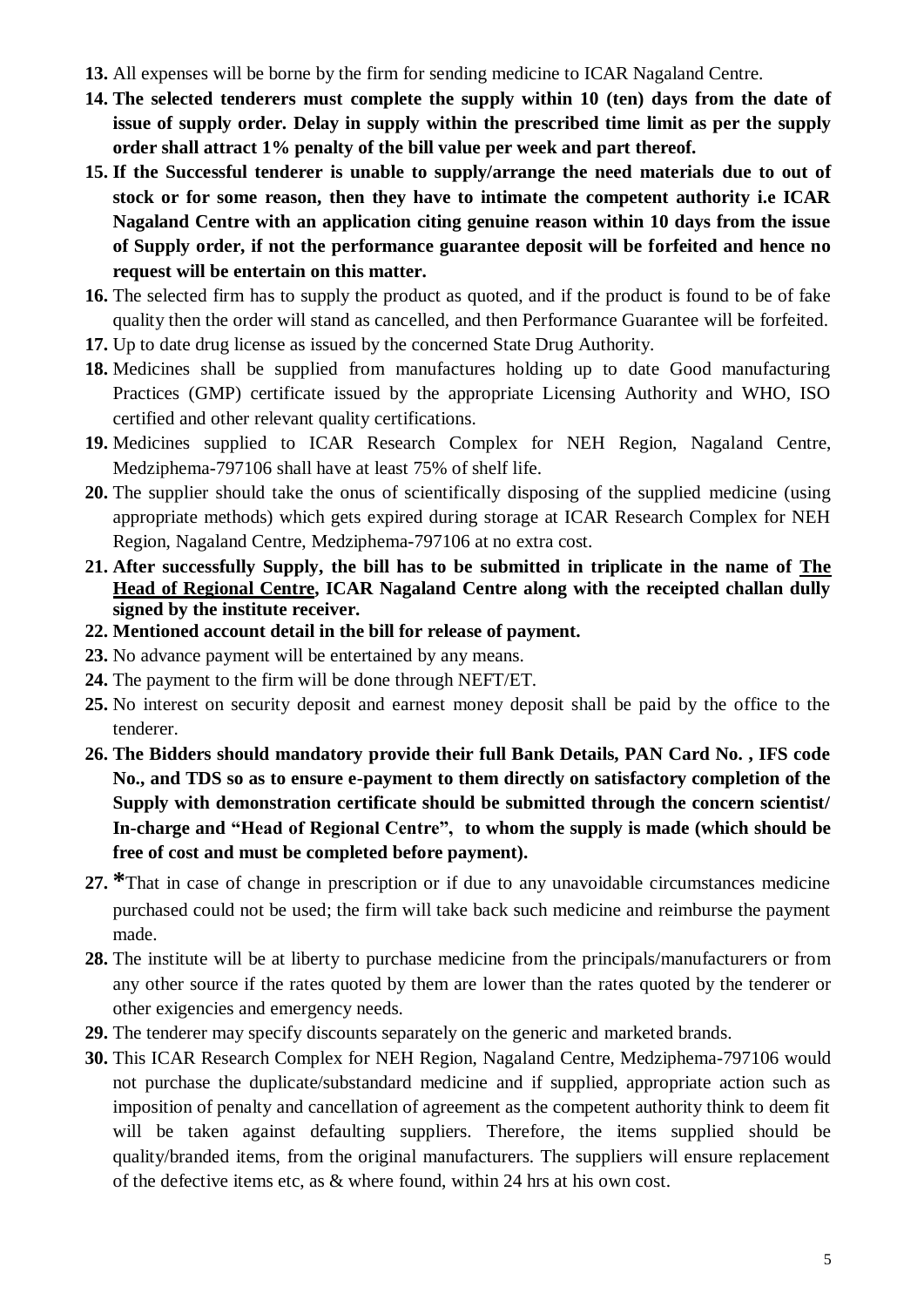13. All expenses will be borne by the firm for sending medicine to ICAR Nagaland Centre.
14. **The selected tenderers must complete the supply within 10 (ten) days from the date of issue of supply order. Delay in supply within the prescribed time limit as per the supply order shall attract 1% penalty of the bill value per week and part thereof.**
15. **If the Successful tenderer is unable to supply/arrange the need materials due to out of stock or for some reason, then they have to intimate the competent authority i.e ICAR Nagaland Centre with an application citing genuine reason within 10 days from the issue of Supply order, if not the performance guarantee deposit will be forfeited and hence no request will be entertain on this matter.**
16. The selected firm has to supply the product as quoted, and if the product is found to be of fake quality then the order will stand as cancelled, and then Performance Guarantee will be forfeited.
17. Up to date drug license as issued by the concerned State Drug Authority.
18. Medicines shall be supplied from manufactures holding up to date Good manufacturing Practices (GMP) certificate issued by the appropriate Licensing Authority and WHO, ISO certified and other relevant quality certifications.
19. Medicines supplied to ICAR Research Complex for NEH Region, Nagaland Centre, Medziphema-797106 shall have at least 75% of shelf life.
20. The supplier should take the onus of scientifically disposing of the supplied medicine (using appropriate methods) which gets expired during storage at ICAR Research Complex for NEH Region, Nagaland Centre, Medziphema-797106 at no extra cost.
21. **After successfully Supply, the bill has to be submitted in triplicate in the name of <u>The Head of Regional Centre</u>, ICAR Nagaland Centre along with the receipted challan dully signed by the institute receiver.**
22. **Mentioned account detail in the bill for release of payment.**
23. No advance payment will be entertained by any means.
24. The payment to the firm will be done through NEFT/ET.
25. No interest on security deposit and earnest money deposit shall be paid by the office to the tenderer.
26. **The Bidders should mandatory provide their full Bank Details, PAN Card No. , IFS code No., and TDS so as to ensure e-payment to them directly on satisfactory completion of the Supply with demonstration certificate should be submitted through the concern scientist/ In-charge and "Head of Regional Centre", to whom the supply is made (which should be free of cost and must be completed before payment).**
27. *That in case of change in prescription or if due to any unavoidable circumstances medicine purchased could not be used; the firm will take back such medicine and reimburse the payment made.
28. The institute will be at liberty to purchase medicine from the principals/manufacturers or from any other source if the rates quoted by them are lower than the rates quoted by the tenderer or other exigencies and emergency needs.
29. The tenderer may specify discounts separately on the generic and marketed brands.
30. This ICAR Research Complex for NEH Region, Nagaland Centre, Medziphema-797106 would not purchase the duplicate/substandard medicine and if supplied, appropriate action such as imposition of penalty and cancellation of agreement as the competent authority think to deem fit will be taken against defaulting suppliers. Therefore, the items supplied should be quality/branded items, from the original manufacturers. The suppliers will ensure replacement of the defective items etc, as & where found, within 24 hrs at his own cost.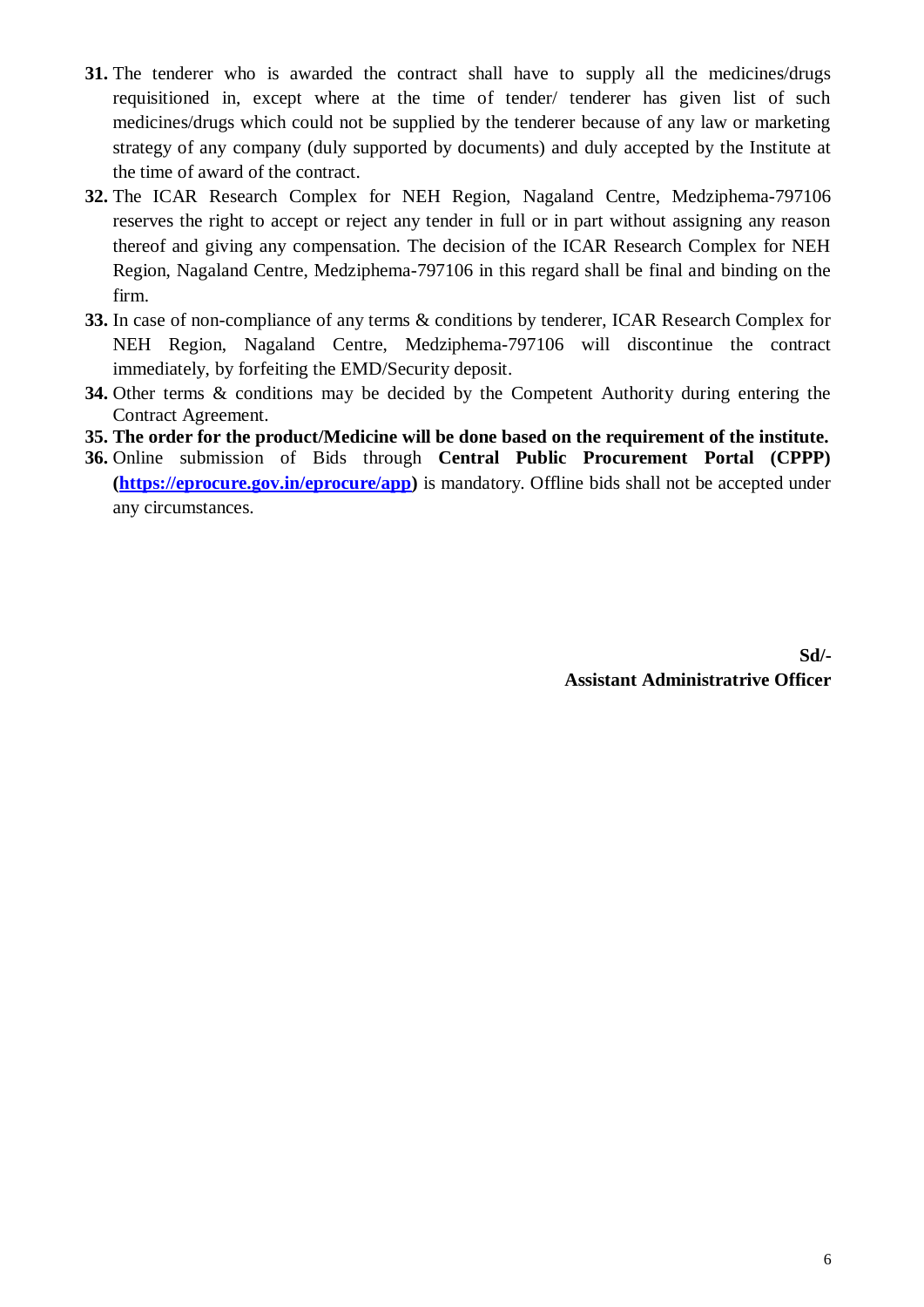31. The tenderer who is awarded the contract shall have to supply all the medicines/drugs requisitioned in, except where at the time of tender/ tenderer has given list of such medicines/drugs which could not be supplied by the tenderer because of any law or marketing strategy of any company (duly supported by documents) and duly accepted by the Institute at the time of award of the contract.
32. The ICAR Research Complex for NEH Region, Nagaland Centre, Medziphema-797106 reserves the right to accept or reject any tender in full or in part without assigning any reason thereof and giving any compensation. The decision of the ICAR Research Complex for NEH Region, Nagaland Centre, Medziphema-797106 in this regard shall be final and binding on the firm.
33. In case of non-compliance of any terms & conditions by tenderer, ICAR Research Complex for NEH Region, Nagaland Centre, Medziphema-797106 will discontinue the contract immediately, by forfeiting the EMD/Security deposit.
34. Other terms & conditions may be decided by the Competent Authority during entering the Contract Agreement.
35. **The order for the product/Medicine will be done based on the requirement of the institute.**
36. Online submission of Bids through **Central Public Procurement Portal (CPPP) ([https://eprocure.gov.in/eprocure/app](https://eprocure.gov.in/eprocure/app))** is mandatory. Offline bids shall not be accepted under any circumstances.

**Sd/-**
**Assistant Administratrive Officer**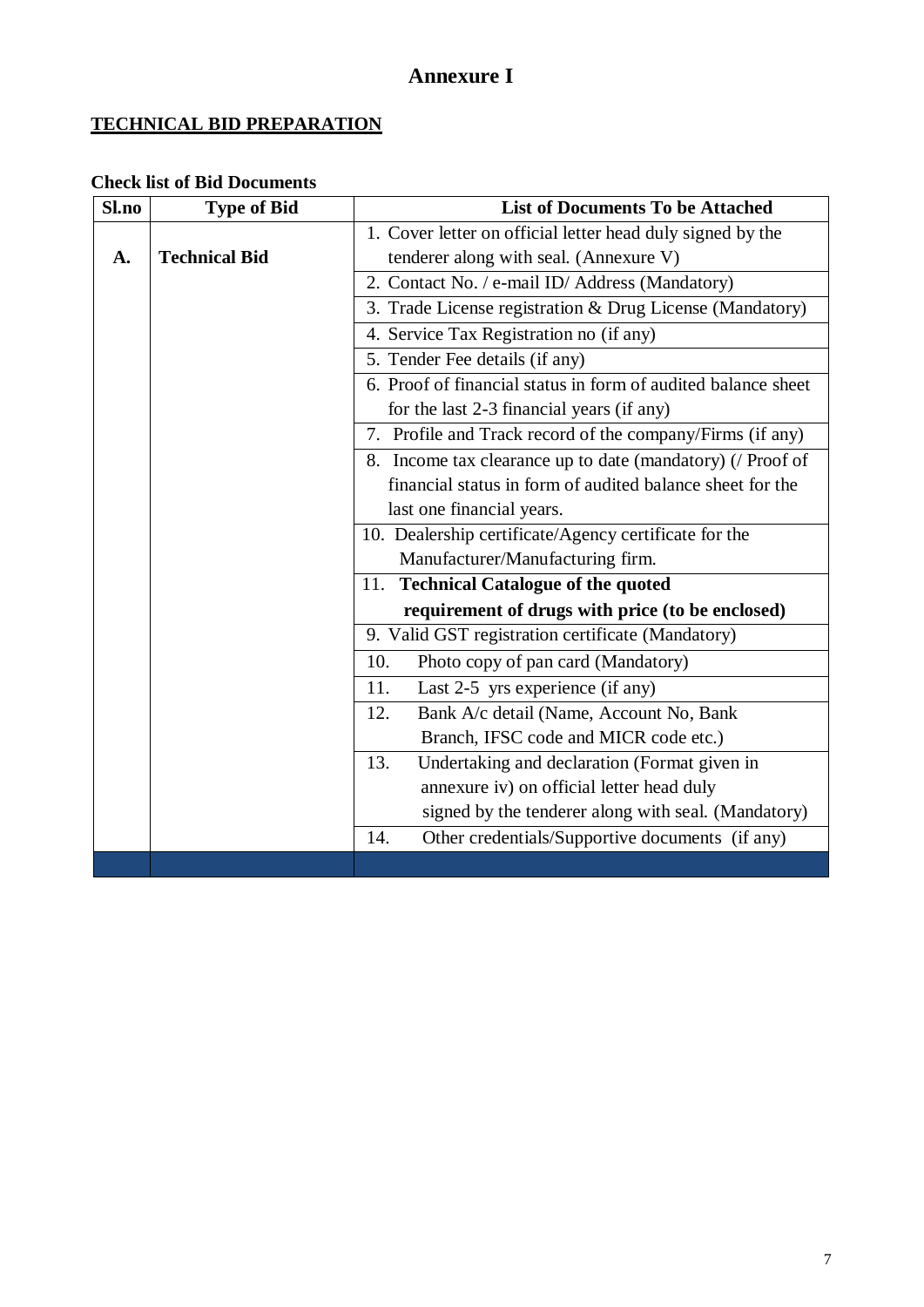# Annexure I

**TECHNICAL BID PREPARATION**

**Check list of Bid Documents**

| Sl.no | Type of Bid | List of Documents To be Attached |
|---|---|---|
| A. | Technical Bid | 1. Cover letter on official letter head duly signed by the tenderer along with seal. (Annexure V) |
| | | 2. Contact No. / e-mail ID/ Address (Mandatory) |
| | | 3. Trade License registration & Drug License (Mandatory) |
| | | 4. Service Tax Registration no (if any) |
| | | 5. Tender Fee details (if any) |
| | | 6. Proof of financial status in form of audited balance sheet for the last 2-3 financial years (if any) |
| | | 7. Profile and Track record of the company/Firms (if any) |
| | | 8. Income tax clearance up to date (mandatory) (/ Proof of financial status in form of audited balance sheet for the last one financial years. |
| | | 10. Dealership certificate/Agency certificate for the Manufacturer/Manufacturing firm. |
| | | 11. **Technical Catalogue of the quoted requirement of drugs with price (to be enclosed)** |
| | | 9. Valid GST registration certificate (Mandatory) |
| | | 10. Photo copy of pan card (Mandatory) |
| | | 11. Last 2-5 yrs experience (if any) |
| | | 12. Bank A/c detail (Name, Account No, Bank Branch, IFSC code and MICR code etc.) |
| | | 13. Undertaking and declaration (Format given in annexure iv) on official letter head duly signed by the tenderer along with seal. (Mandatory) |
| | | 14. Other credentials/Supportive documents (if any) |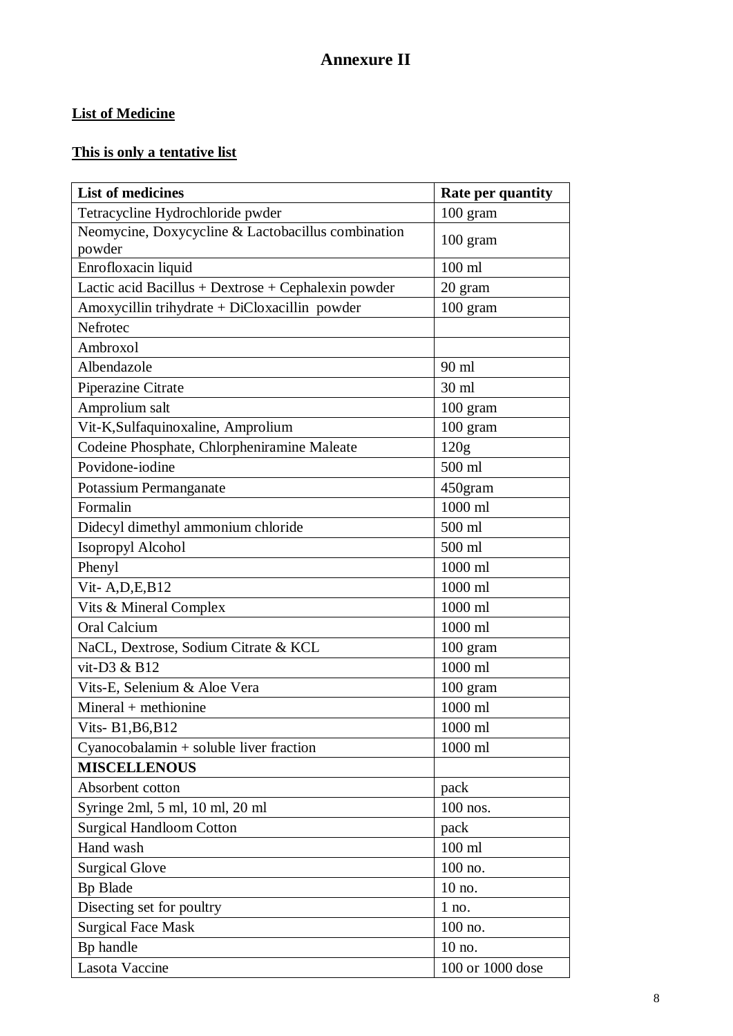# Annexure II

**List of Medicine**

**This is only a tentative list**

| List of medicines | Rate per quantity |
|---|---|
| Tetracycline Hydrochloride pwder | 100 gram |
| Neomycine, Doxycycline & Lactobacillus combination powder | 100 gram |
| Enrofloxacin liquid | 100 ml |
| Lactic acid Bacillus + Dextrose + Cephalexin powder | 20 gram |
| Amoxycillin trihydrate + DiCloxacillin powder | 100 gram |
| Nefrotec | |
| Ambroxol | |
| Albendazole | 90 ml |
| Piperazine Citrate | 30 ml |
| Amprolium salt | 100 gram |
| Vit-K,Sulfaquinoxaline, Amprolium | 100 gram |
| Codeine Phosphate, Chlorpheniramine Maleate | 120g |
| Povidone-iodine | 500 ml |
| Potassium Permanganate | 450gram |
| Formalin | 1000 ml |
| Didecyl dimethyl ammonium chloride | 500 ml |
| Isopropyl Alcohol | 500 ml |
| Phenyl | 1000 ml |
| Vit- A,D,E,B12 | 1000 ml |
| Vits & Mineral Complex | 1000 ml |
| Oral Calcium | 1000 ml |
| NaCL, Dextrose, Sodium Citrate & KCL | 100 gram |
| vit-D3 & B12 | 1000 ml |
| Vits-E, Selenium & Aloe Vera | 100 gram |
| Mineral + methionine | 1000 ml |
| Vits- B1,B6,B12 | 1000 ml |
| Cyanocobalamin + soluble liver fraction | 1000 ml |
| **MISCELLENOUS** | |
| Absorbent cotton | pack |
| Syringe 2ml, 5 ml, 10 ml, 20 ml | 100 nos. |
| Surgical Handloom Cotton | pack |
| Hand wash | 100 ml |
| Surgical Glove | 100 no. |
| Bp Blade | 10 no. |
| Disecting set for poultry | 1 no. |
| Surgical Face Mask | 100 no. |
| Bp handle | 10 no. |
| Lasota Vaccine | 100 or 1000 dose |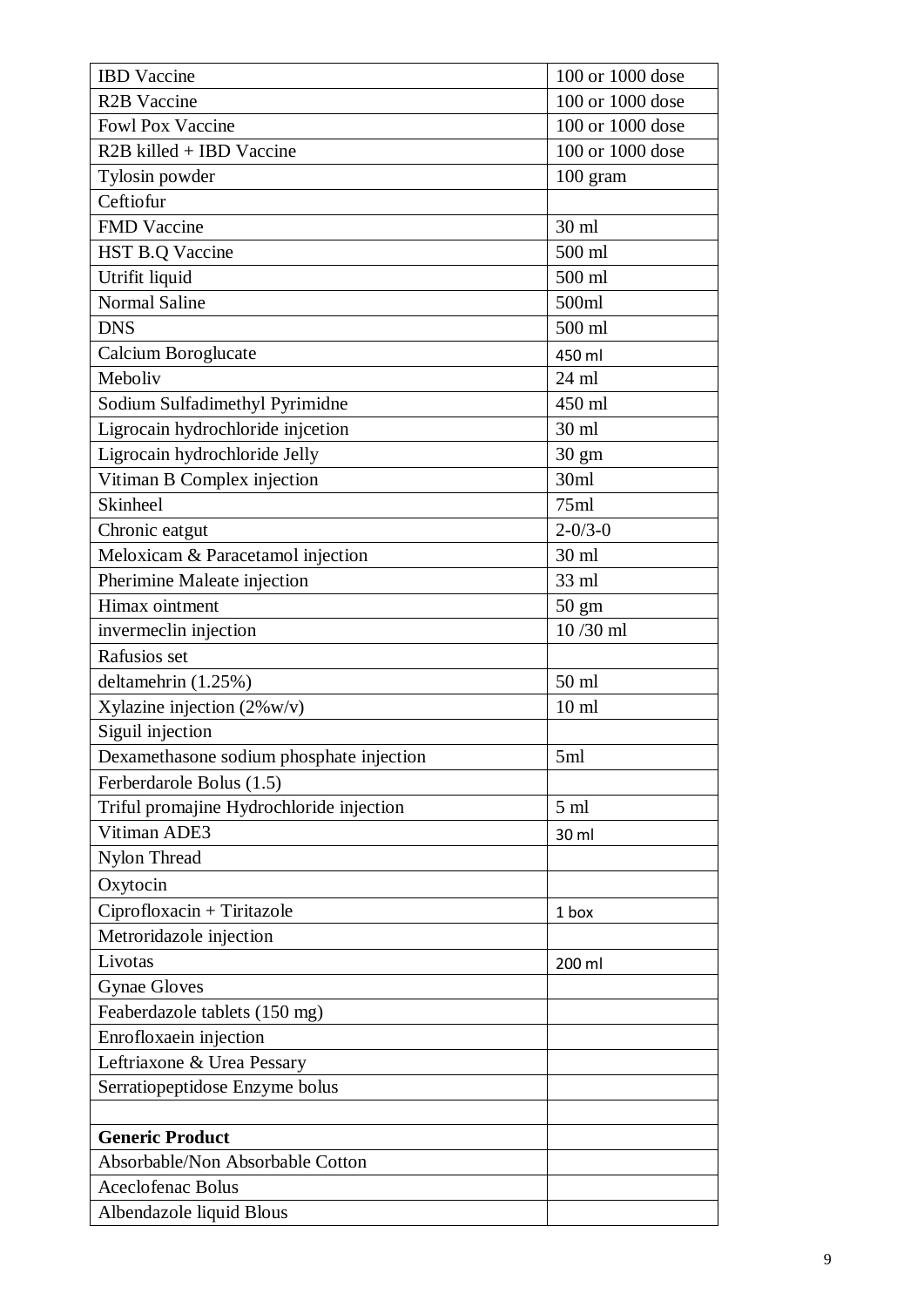| IBD Vaccine | 100 or 1000 dose |
|---|---|
| R2B Vaccine | 100 or 1000 dose |
| Fowl Pox Vaccine | 100 or 1000 dose |
| R2B killed + IBD Vaccine | 100 or 1000 dose |
| Tylosin powder | 100 gram |
| Ceftiofur | |
| FMD Vaccine | 30 ml |
| HST B.Q Vaccine | 500 ml |
| Utrifit liquid | 500 ml |
| Normal Saline | 500ml |
| DNS | 500 ml |
| Calcium Boroglucate | 450 ml |
| Meboliv | 24 ml |
| Sodium Sulfadimethyl Pyrimidne | 450 ml |
| Ligrocain hydrochloride injcetion | 30 ml |
| Ligrocain hydrochloride Jelly | 30 gm |
| Vitiman B Complex injection | 30ml |
| Skinheel | 75ml |
| Chronic eatgut | 2-0/3-0 |
| Meloxicam & Paracetamol injection | 30 ml |
| Pherimine Maleate injection | 33 ml |
| Himax ointment | 50 gm |
| invermeclin injection | 10 /30 ml |
| Rafusios set | |
| deltamehrin (1.25%) | 50 ml |
| Xylazine injection (2%w/v) | 10 ml |
| Siguil injection | |
| Dexamethasone sodium phosphate injection | 5ml |
| Ferberdarole Bolus (1.5) | |
| Triful promajine Hydrochloride injection | 5 ml |
| Vitiman ADE3 | 30 ml |
| Nylon Thread | |
| Oxytocin | |
| Ciprofloxacin + Tiritazole | 1 box |
| Metroridazole injection | |
| Livotas | 200 ml |
| Gynae Gloves | |
| Feaberdazole tablets (150 mg) | |
| Enrofloxaein injection | |
| Leftriaxone & Urea Pessary | |
| Serratiopeptidose Enzyme bolus | |
| | |
| **Generic Product** | |
| Absorbable/Non Absorbable Cotton | |
| Aceclofenac Bolus | |
| Albendazole liquid Blous | |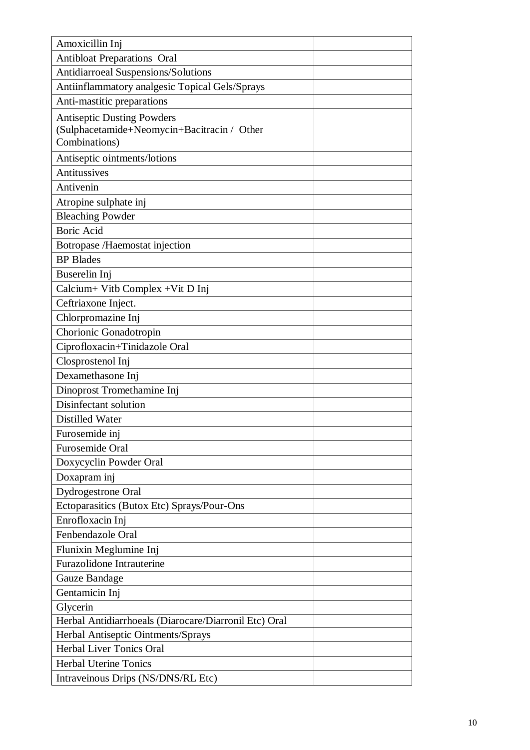| | |
|---|---|
| Amoxicillin Inj | |
| Antibloat Preparations  Oral | |
| Antidiarroeal Suspensions/Solutions | |
| Antiinflammatory analgesic Topical Gels/Sprays | |
| Anti-mastitic preparations | |
| Antiseptic Dusting Powders (Sulphacetamide+Neomycin+Bacitracin /  Other Combinations) | |
| Antiseptic ointments/lotions | |
| Antitussives | |
| Antivenin | |
| Atropine sulphate inj | |
| Bleaching Powder | |
| Boric Acid | |
| Botropase /Haemostat injection | |
| BP Blades | |
| Buserelin Inj | |
| Calcium+ Vitb Complex +Vit D Inj | |
| Ceftriaxone Inject. | |
| Chlorpromazine Inj | |
| Chorionic Gonadotropin | |
| Ciprofloxacin+Tinidazole Oral | |
| Closprostenol Inj | |
| Dexamethasone Inj | |
| Dinoprost Tromethamine Inj | |
| Disinfectant solution | |
| Distilled Water | |
| Furosemide inj | |
| Furosemide Oral | |
| Doxycyclin Powder Oral | |
| Doxapram inj | |
| Dydrogestrone Oral | |
| Ectoparasitics (Butox Etc) Sprays/Pour-Ons | |
| Enrofloxacin Inj | |
| Fenbendazole Oral | |
| Flunixin Meglumine Inj | |
| Furazolidone Intrauterine | |
| Gauze Bandage | |
| Gentamicin Inj | |
| Glycerin | |
| Herbal Antidiarrhoeals (Diarocare/Diarronil Etc) Oral | |
| Herbal Antiseptic Ointments/Sprays | |
| Herbal Liver Tonics Oral | |
| Herbal Uterine Tonics | |
| Intraveinous Drips (NS/DNS/RL Etc) | |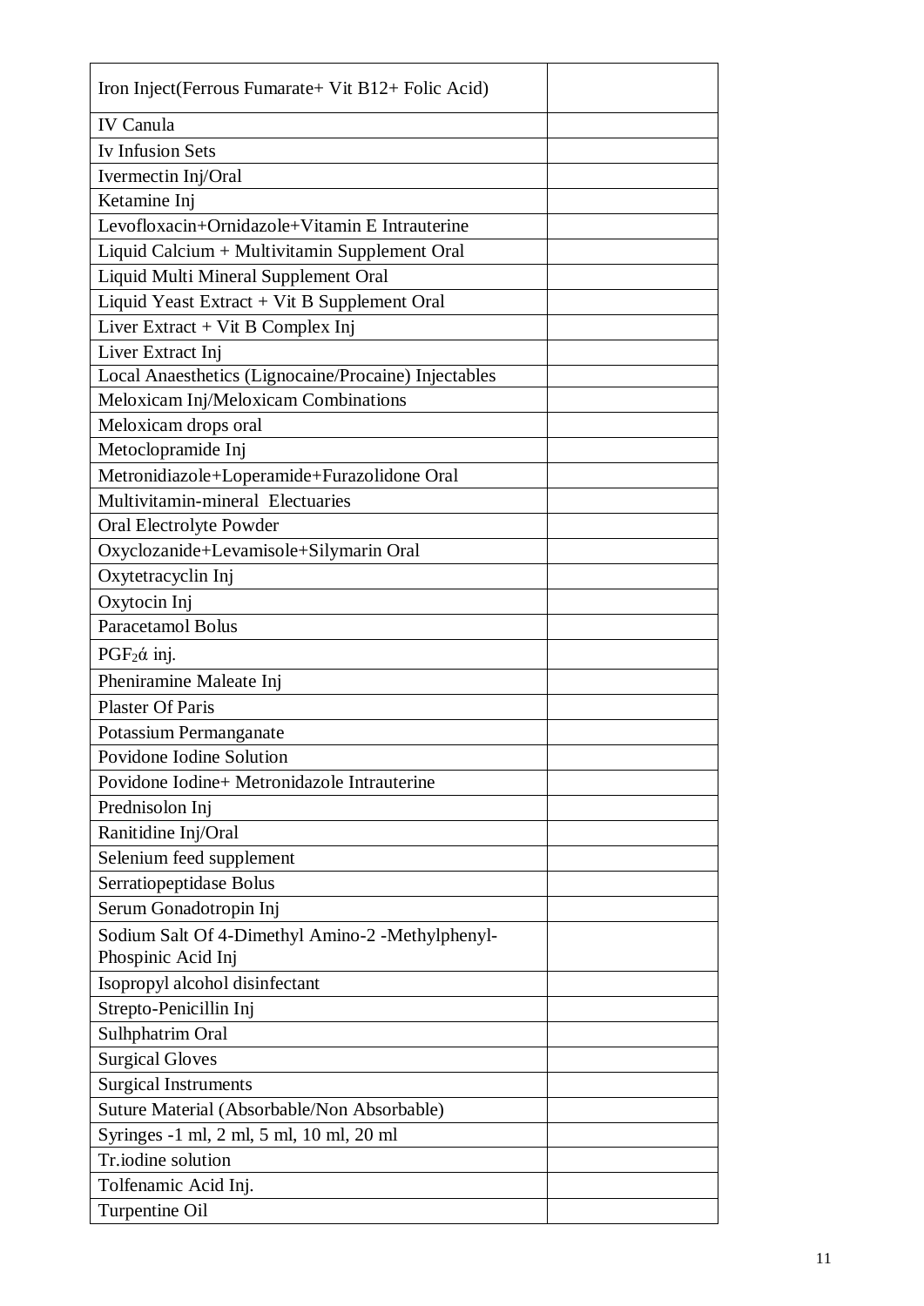| Iron Inject(Ferrous Fumarate+ Vit B12+ Folic Acid) | |
|---|---|
| IV Canula | |
| Iv Infusion Sets | |
| Ivermectin Inj/Oral | |
| Ketamine Inj | |
| Levofloxacin+Ornidazole+Vitamin E Intrauterine | |
| Liquid Calcium + Multivitamin Supplement Oral | |
| Liquid Multi Mineral Supplement Oral | |
| Liquid Yeast Extract + Vit B Supplement Oral | |
| Liver Extract + Vit B Complex Inj | |
| Liver Extract Inj | |
| Local Anaesthetics (Lignocaine/Procaine) Injectables | |
| Meloxicam Inj/Meloxicam Combinations | |
| Meloxicam drops oral | |
| Metoclopramide Inj | |
| Metronidiazole+Loperamide+Furazolidone Oral | |
| Multivitamin-mineral Electuaries | |
| Oral Electrolyte Powder | |
| Oxyclozanide+Levamisole+Silymarin Oral | |
| Oxytetracyclin Inj | |
| Oxytocin Inj | |
| Paracetamol Bolus | |
| $PGF_2ά$ inj. | |
| Pheniramine Maleate Inj | |
| Plaster Of Paris | |
| Potassium Permanganate | |
| Povidone Iodine Solution | |
| Povidone Iodine+ Metronidazole Intrauterine | |
| Prednisolon Inj | |
| Ranitidine Inj/Oral | |
| Selenium feed supplement | |
| Serratiopeptidase Bolus | |
| Serum Gonadotropin Inj | |
| Sodium Salt Of 4-Dimethyl Amino-2 -Methylphenyl-Phospinic Acid Inj | |
| Isopropyl alcohol disinfectant | |
| Strepto-Penicillin Inj | |
| Sulhphatrim Oral | |
| Surgical Gloves | |
| Surgical Instruments | |
| Suture Material (Absorbable/Non Absorbable) | |
| Syringes -1 ml, 2 ml, 5 ml, 10 ml, 20 ml | |
| Tr.iodine solution | |
| Tolfenamic Acid Inj. | |
| Turpentine Oil | |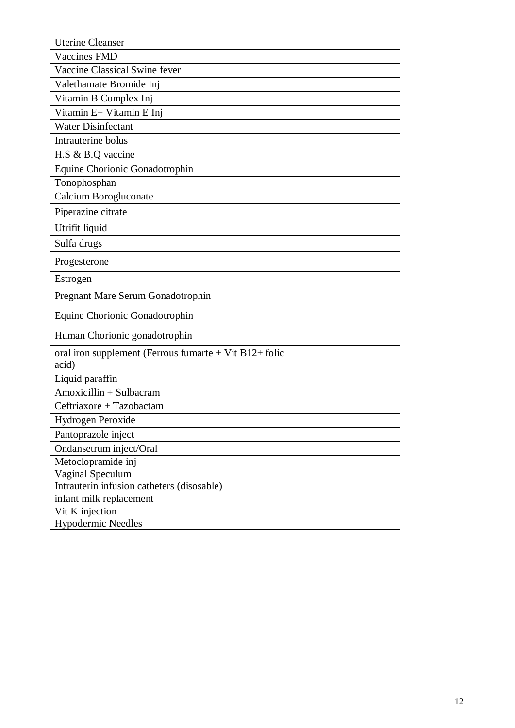| Uterine Cleanser | |
|---|---|
| Vaccines FMD | |
| Vaccine Classical Swine fever | |
| Valethamate Bromide Inj | |
| Vitamin B Complex Inj | |
| Vitamin E+ Vitamin E Inj | |
| Water Disinfectant | |
| Intrauterine bolus | |
| H.S & B.Q vaccine | |
| Equine Chorionic Gonadotrophin | |
| Tonophosphan | |
| Calcium Borogluconate | |
| Piperazine citrate | |
| Utrifit liquid | |
| Sulfa drugs | |
| Progesterone | |
| Estrogen | |
| Pregnant Mare Serum Gonadotrophin | |
| Equine Chorionic Gonadotrophin | |
| Human Chorionic gonadotrophin | |
| oral iron supplement (Ferrous fumarte + Vit B12+ folic acid) | |
| Liquid paraffin | |
| Amoxicillin + Sulbacram | |
| Ceftriaxore + Tazobactam | |
| Hydrogen Peroxide | |
| Pantoprazole inject | |
| Ondansetrum inject/Oral | |
| Metoclopramide inj | |
| Vaginal Speculum | |
| Intrauterin infusion catheters (disosable) | |
| infant milk replacement | |
| Vit K injection | |
| Hypodermic Needles | |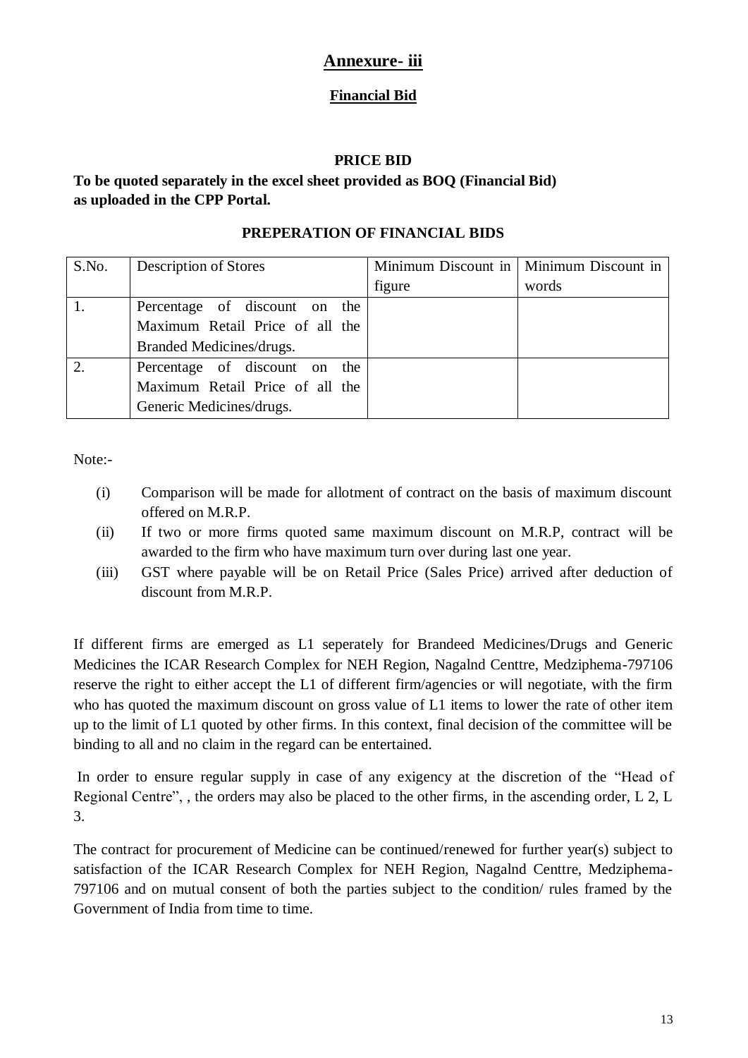## Annexure- iii

### Financial Bid

**PRICE BID**

**To be quoted separately in the excel sheet provided as BOQ (Financial Bid) as uploaded in the CPP Portal.**

**PREPERATION OF FINANCIAL BIDS**

| S.No. | Description of Stores | Minimum Discount in figure | Minimum Discount in words |
|---|---|---|---|
| 1. | Percentage of discount on the Maximum Retail Price of all the Branded Medicines/drugs. | | |
| 2. | Percentage of discount on the Maximum Retail Price of all the Generic Medicines/drugs. | | |

Note:-

(i) Comparison will be made for allotment of contract on the basis of maximum discount offered on M.R.P.

(ii) If two or more firms quoted same maximum discount on M.R.P, contract will be awarded to the firm who have maximum turn over during last one year.

(iii) GST where payable will be on Retail Price (Sales Price) arrived after deduction of discount from M.R.P.

If different firms are emerged as L1 seperately for Brandeed Medicines/Drugs and Generic Medicines the ICAR Research Complex for NEH Region, Nagalnd Centtre, Medziphema-797106 reserve the right to either accept the L1 of different firm/agencies or will negotiate, with the firm who has quoted the maximum discount on gross value of L1 items to lower the rate of other item up to the limit of L1 quoted by other firms. In this context, final decision of the committee will be binding to all and no claim in the regard can be entertained.

In order to ensure regular supply in case of any exigency at the discretion of the "Head of Regional Centre", , the orders may also be placed to the other firms, in the ascending order, L 2, L 3.

The contract for procurement of Medicine can be continued/renewed for further year(s) subject to satisfaction of the ICAR Research Complex for NEH Region, Nagalnd Centtre, Medziphema-797106 and on mutual consent of both the parties subject to the condition/ rules framed by the Government of India from time to time.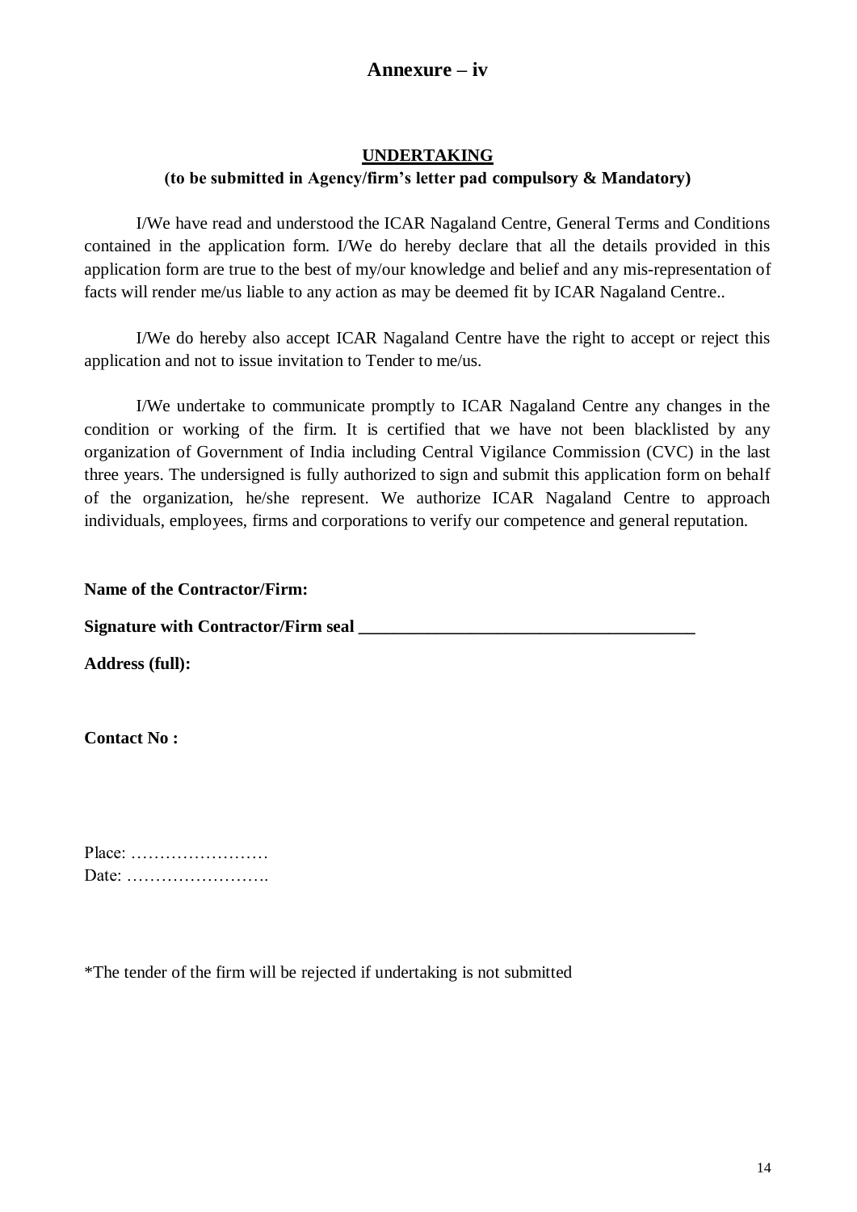## Annexure – iv

### UNDERTAKING

**(to be submitted in Agency/firm's letter pad compulsory & Mandatory)**

I/We have read and understood the ICAR Nagaland Centre, General Terms and Conditions contained in the application form. I/We do hereby declare that all the details provided in this application form are true to the best of my/our knowledge and belief and any mis-representation of facts will render me/us liable to any action as may be deemed fit by ICAR Nagaland Centre..

I/We do hereby also accept ICAR Nagaland Centre have the right to accept or reject this application and not to issue invitation to Tender to me/us.

I/We undertake to communicate promptly to ICAR Nagaland Centre any changes in the condition or working of the firm. It is certified that we have not been blacklisted by any organization of Government of India including Central Vigilance Commission (CVC) in the last three years. The undersigned is fully authorized to sign and submit this application form on behalf of the organization, he/she represent. We authorize ICAR Nagaland Centre to approach individuals, employees, firms and corporations to verify our competence and general reputation.

**Name of the Contractor/Firm:**

**Signature with Contractor/Firm seal \_\_\_\_\_\_\_\_\_\_\_\_\_\_\_\_\_\_\_\_\_\_\_\_\_\_\_\_\_\_\_\_\_\_\_\_\_\_**

**Address (full):**

**Contact No :**

Place: ……………………

Date: …………………….

*The tender of the firm will be rejected if undertaking is not submitted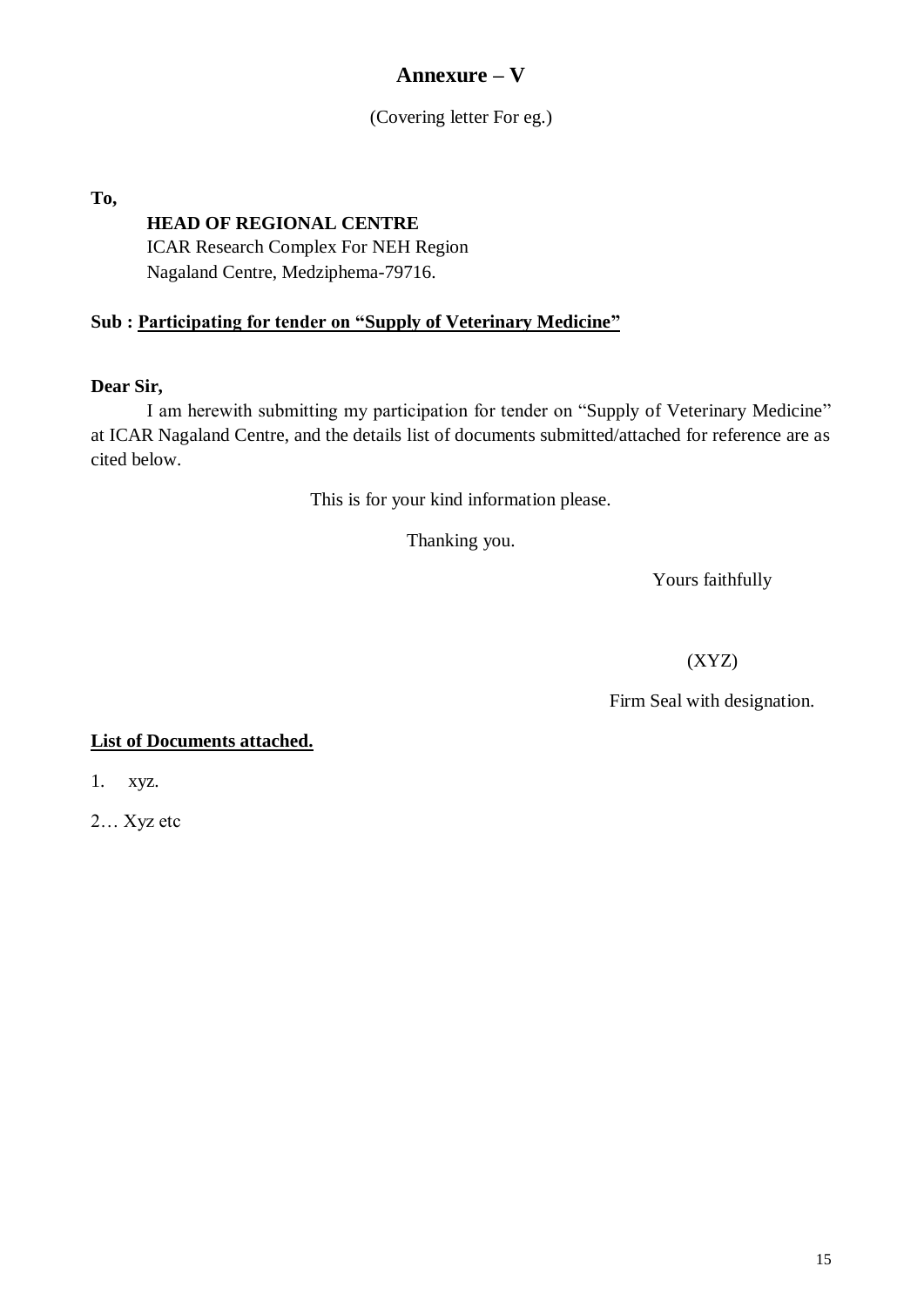# Annexure – V

(Covering letter For eg.)

**To,**

**HEAD OF REGIONAL CENTRE**
ICAR Research Complex For NEH Region
Nagaland Centre, Medziphema-79716.

**Sub : <u>Participating for tender on "Supply of Veterinary Medicine"</u>**

**Dear Sir,**

I am herewith submitting my participation for tender on "Supply of Veterinary Medicine" at ICAR Nagaland Centre, and the details list of documents submitted/attached for reference are as cited below.

This is for your kind information please.

Thanking you.

Yours faithfully

(XYZ)

Firm Seal with designation.

**<u>List of Documents attached.</u>**

1. xyz.

2… Xyz etc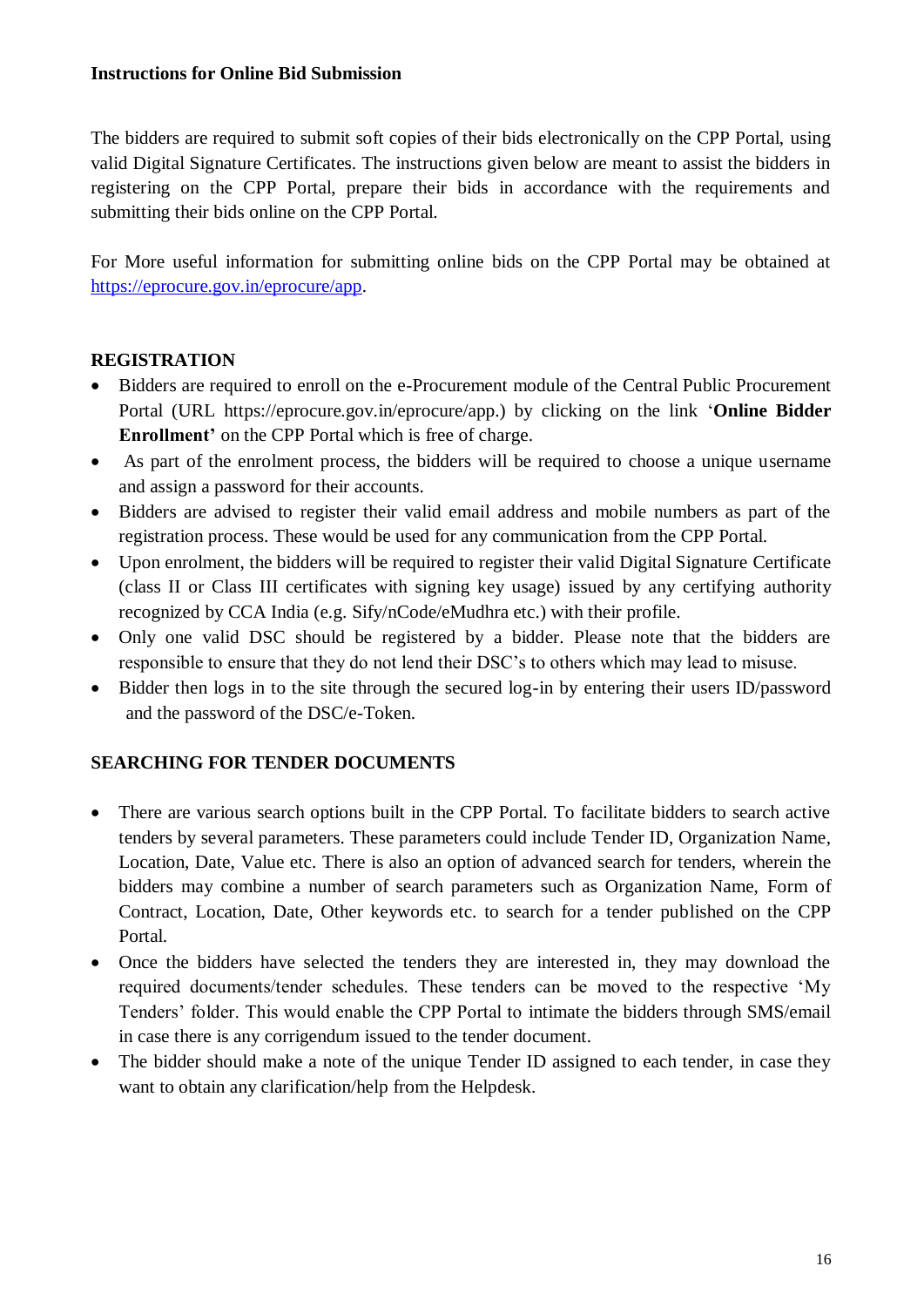**Instructions for Online Bid Submission**

The bidders are required to submit soft copies of their bids electronically on the CPP Portal, using valid Digital Signature Certificates. The instructions given below are meant to assist the bidders in registering on the CPP Portal, prepare their bids in accordance with the requirements and submitting their bids online on the CPP Portal.

For More useful information for submitting online bids on the CPP Portal may be obtained at https://eprocure.gov.in/eprocure/app.

**REGISTRATION**

- Bidders are required to enroll on the e-Procurement module of the Central Public Procurement Portal (URL https://eprocure.gov.in/eprocure/app.) by clicking on the link '**Online Bidder Enrollment'** on the CPP Portal which is free of charge.
- As part of the enrolment process, the bidders will be required to choose a unique username and assign a password for their accounts.
- Bidders are advised to register their valid email address and mobile numbers as part of the registration process. These would be used for any communication from the CPP Portal.
- Upon enrolment, the bidders will be required to register their valid Digital Signature Certificate (class II or Class III certificates with signing key usage) issued by any certifying authority recognized by CCA India (e.g. Sify/nCode/eMudhra etc.) with their profile.
- Only one valid DSC should be registered by a bidder. Please note that the bidders are responsible to ensure that they do not lend their DSC's to others which may lead to misuse.
- Bidder then logs in to the site through the secured log-in by entering their users ID/password and the password of the DSC/e-Token.

**SEARCHING FOR TENDER DOCUMENTS**

- There are various search options built in the CPP Portal. To facilitate bidders to search active tenders by several parameters. These parameters could include Tender ID, Organization Name, Location, Date, Value etc. There is also an option of advanced search for tenders, wherein the bidders may combine a number of search parameters such as Organization Name, Form of Contract, Location, Date, Other keywords etc. to search for a tender published on the CPP Portal.
- Once the bidders have selected the tenders they are interested in, they may download the required documents/tender schedules. These tenders can be moved to the respective 'My Tenders' folder. This would enable the CPP Portal to intimate the bidders through SMS/email in case there is any corrigendum issued to the tender document.
- The bidder should make a note of the unique Tender ID assigned to each tender, in case they want to obtain any clarification/help from the Helpdesk.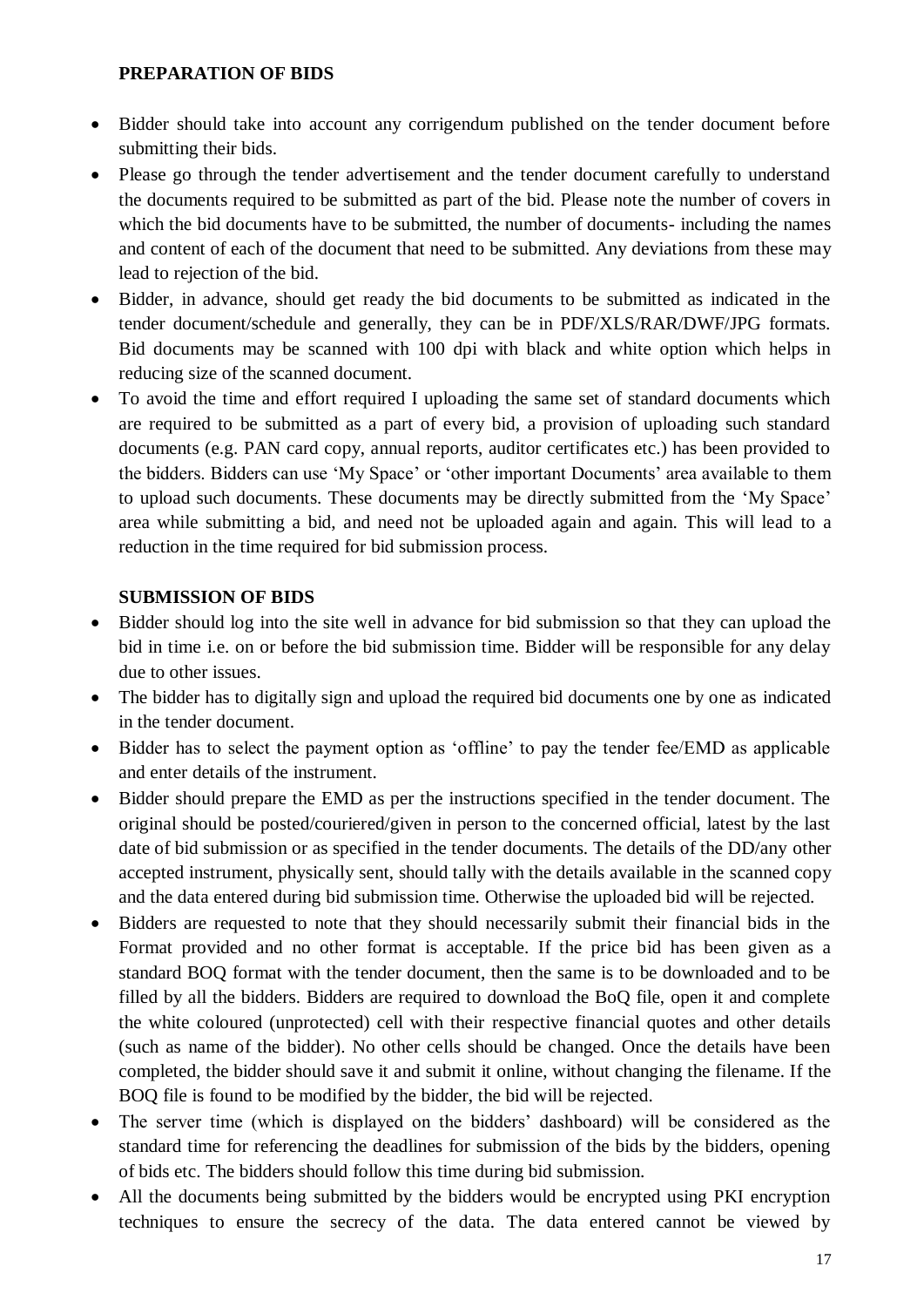**PREPARATION OF BIDS**

- Bidder should take into account any corrigendum published on the tender document before submitting their bids.
- Please go through the tender advertisement and the tender document carefully to understand the documents required to be submitted as part of the bid. Please note the number of covers in which the bid documents have to be submitted, the number of documents- including the names and content of each of the document that need to be submitted. Any deviations from these may lead to rejection of the bid.
- Bidder, in advance, should get ready the bid documents to be submitted as indicated in the tender document/schedule and generally, they can be in PDF/XLS/RAR/DWF/JPG formats. Bid documents may be scanned with 100 dpi with black and white option which helps in reducing size of the scanned document.
- To avoid the time and effort required I uploading the same set of standard documents which are required to be submitted as a part of every bid, a provision of uploading such standard documents (e.g. PAN card copy, annual reports, auditor certificates etc.) has been provided to the bidders. Bidders can use 'My Space' or 'other important Documents' area available to them to upload such documents. These documents may be directly submitted from the 'My Space' area while submitting a bid, and need not be uploaded again and again. This will lead to a reduction in the time required for bid submission process.

**SUBMISSION OF BIDS**

- Bidder should log into the site well in advance for bid submission so that they can upload the bid in time i.e. on or before the bid submission time. Bidder will be responsible for any delay due to other issues.
- The bidder has to digitally sign and upload the required bid documents one by one as indicated in the tender document.
- Bidder has to select the payment option as 'offline' to pay the tender fee/EMD as applicable and enter details of the instrument.
- Bidder should prepare the EMD as per the instructions specified in the tender document. The original should be posted/couriered/given in person to the concerned official, latest by the last date of bid submission or as specified in the tender documents. The details of the DD/any other accepted instrument, physically sent, should tally with the details available in the scanned copy and the data entered during bid submission time. Otherwise the uploaded bid will be rejected.
- Bidders are requested to note that they should necessarily submit their financial bids in the Format provided and no other format is acceptable. If the price bid has been given as a standard BOQ format with the tender document, then the same is to be downloaded and to be filled by all the bidders. Bidders are required to download the BoQ file, open it and complete the white coloured (unprotected) cell with their respective financial quotes and other details (such as name of the bidder). No other cells should be changed. Once the details have been completed, the bidder should save it and submit it online, without changing the filename. If the BOQ file is found to be modified by the bidder, the bid will be rejected.
- The server time (which is displayed on the bidders' dashboard) will be considered as the standard time for referencing the deadlines for submission of the bids by the bidders, opening of bids etc. The bidders should follow this time during bid submission.
- All the documents being submitted by the bidders would be encrypted using PKI encryption techniques to ensure the secrecy of the data. The data entered cannot be viewed by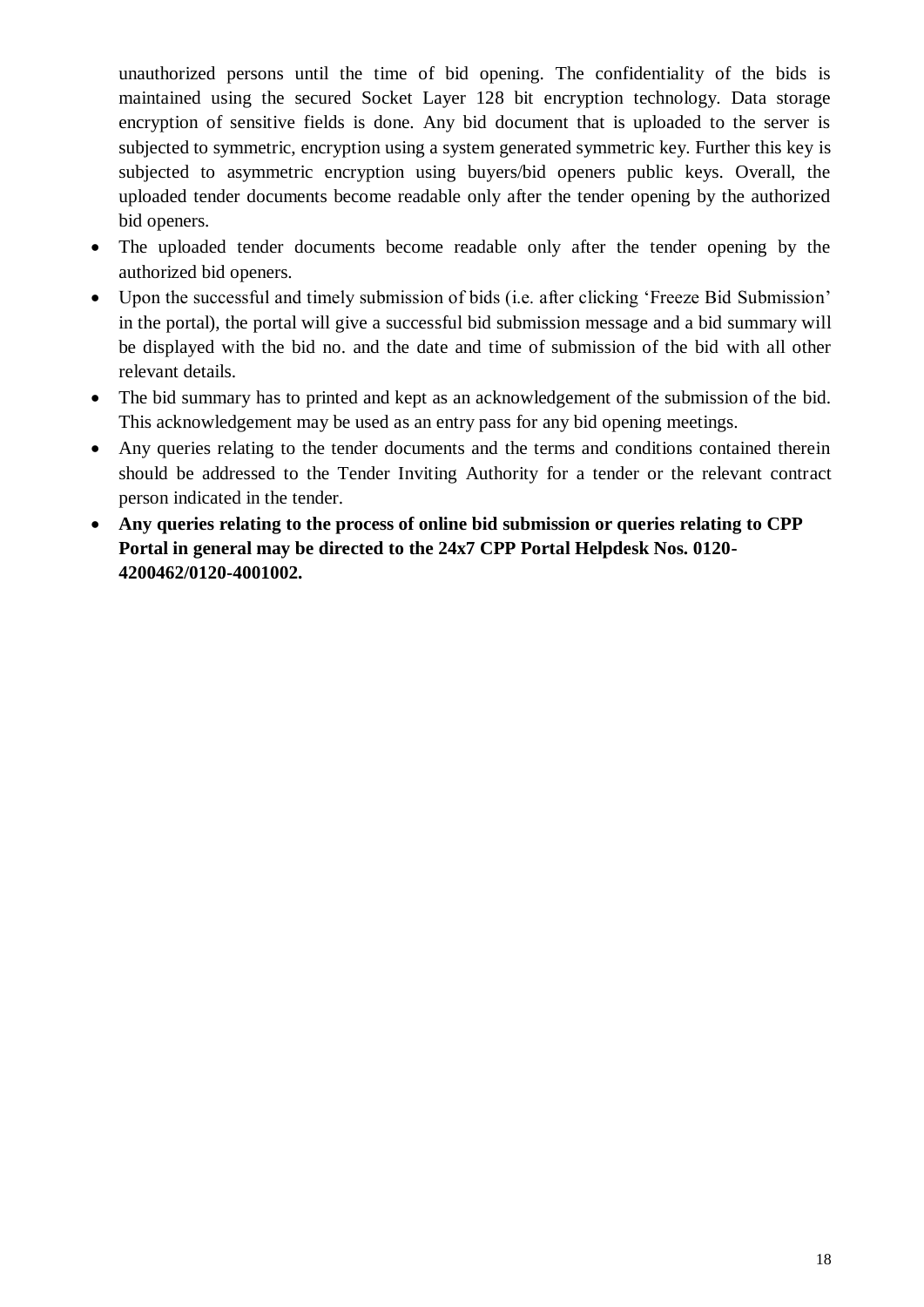unauthorized persons until the time of bid opening. The confidentiality of the bids is maintained using the secured Socket Layer 128 bit encryption technology. Data storage encryption of sensitive fields is done. Any bid document that is uploaded to the server is subjected to symmetric, encryption using a system generated symmetric key. Further this key is subjected to asymmetric encryption using buyers/bid openers public keys. Overall, the uploaded tender documents become readable only after the tender opening by the authorized bid openers.

- The uploaded tender documents become readable only after the tender opening by the authorized bid openers.
- Upon the successful and timely submission of bids (i.e. after clicking 'Freeze Bid Submission' in the portal), the portal will give a successful bid submission message and a bid summary will be displayed with the bid no. and the date and time of submission of the bid with all other relevant details.
- The bid summary has to printed and kept as an acknowledgement of the submission of the bid. This acknowledgement may be used as an entry pass for any bid opening meetings.
- Any queries relating to the tender documents and the terms and conditions contained therein should be addressed to the Tender Inviting Authority for a tender or the relevant contract person indicated in the tender.
- **Any queries relating to the process of online bid submission or queries relating to CPP Portal in general may be directed to the 24x7 CPP Portal Helpdesk Nos. 0120-4200462/0120-4001002.**